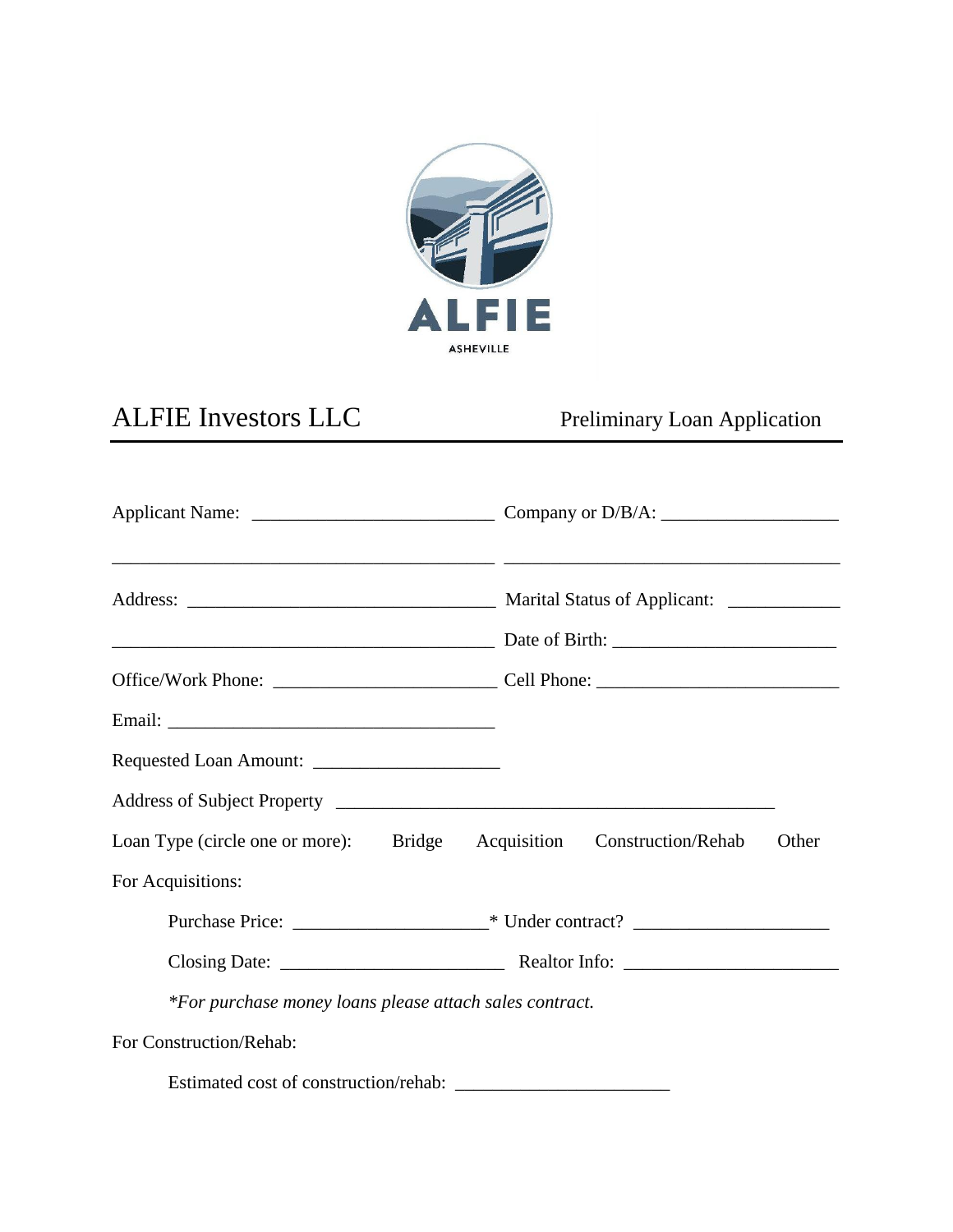ALFIE

ASHEVILLE

# ALFIE Investors LLC

Preliminary Loan Application

---

Applicant Name: ___________________________ Company or D/B/A: ___________________

___________________________________________ ____________________________________

Address: __________________________________ Marital Status of Applicant: ___________

___________________________________________ Date of Birth: _______________________

Office/Work Phone: ________________________ Cell Phone: _________________________

Email: ___________________________________

Requested Loan Amount: ____________________

Address of Subject Property ________________________________________________

Loan Type (circle one or more): Bridge Acquisition Construction/Rehab Other

For Acquisitions:

Purchase Price: ____________________* Under contract? ____________________

Closing Date: _______________________ Realtor Info: _______________________

*For purchase money loans please attach sales contract.*

For Construction/Rehab:

Estimated cost of construction/rehab: ______________________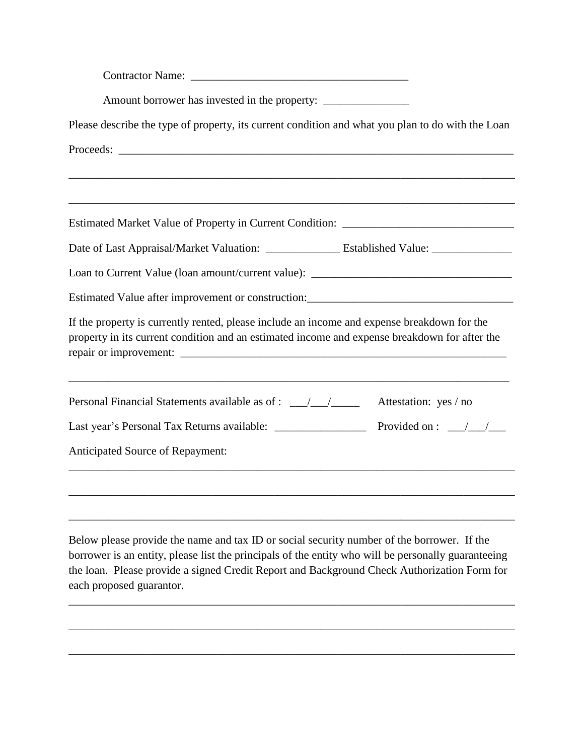Contractor Name: ______________________________________

Amount borrower has invested in the property: _______________

Please describe the type of property, its current condition and what you plan to do with the Loan Proceeds: ______________________________________________________________________

______________________________________________________________________________

______________________________________________________________________________

Estimated Market Value of Property in Current Condition: ______________________________

Date of Last Appraisal/Market Valuation: _____________ Established Value: ______________

Loan to Current Value (loan amount/current value): ___________________________________

Estimated Value after improvement or construction:___________________________________

If the property is currently rented, please include an income and expense breakdown for the property in its current condition and an estimated income and expense breakdown for after the repair or improvement: ____________________________________________________________

_____________________________________________________________________________

Personal Financial Statements available as of : ___/___/_____ Attestation: yes / no

Last year's Personal Tax Returns available: ________________ Provided on : ___/___/___

Anticipated Source of Repayment:

______________________________________________________________________________

______________________________________________________________________________

______________________________________________________________________________

Below please provide the name and tax ID or social security number of the borrower. If the borrower is an entity, please list the principals of the entity who will be personally guaranteeing the loan. Please provide a signed Credit Report and Background Check Authorization Form for each proposed guarantor.

______________________________________________________________________________

______________________________________________________________________________

______________________________________________________________________________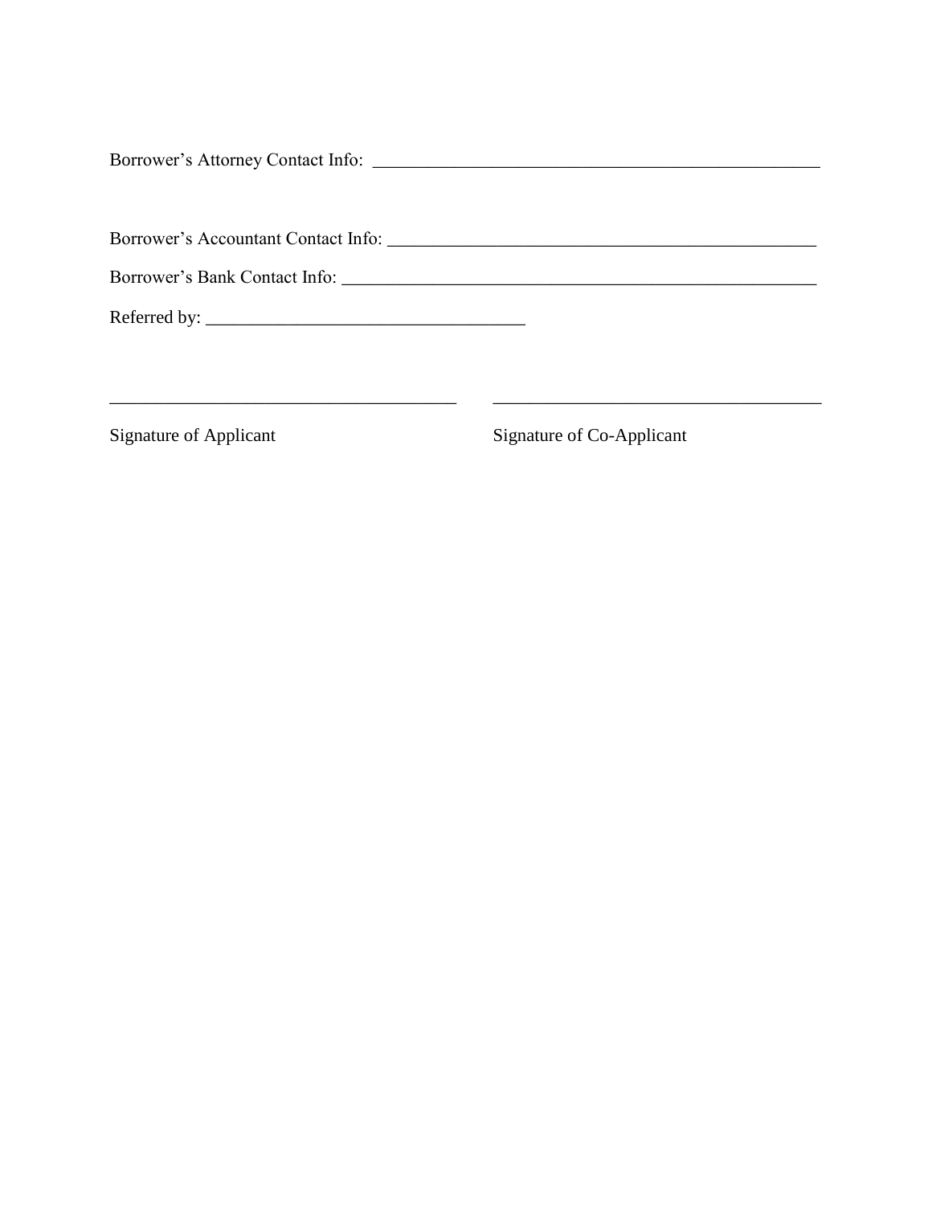Borrower's Attorney Contact Info: ___________________________________________________

Borrower's Accountant Contact Info: _________________________________________________

Borrower's Bank Contact Info: ______________________________________________________

Referred by: ____________________________________

| ____________________________________ | ____________________________________ |
|---|---|
| Signature of Applicant | Signature of Co-Applicant |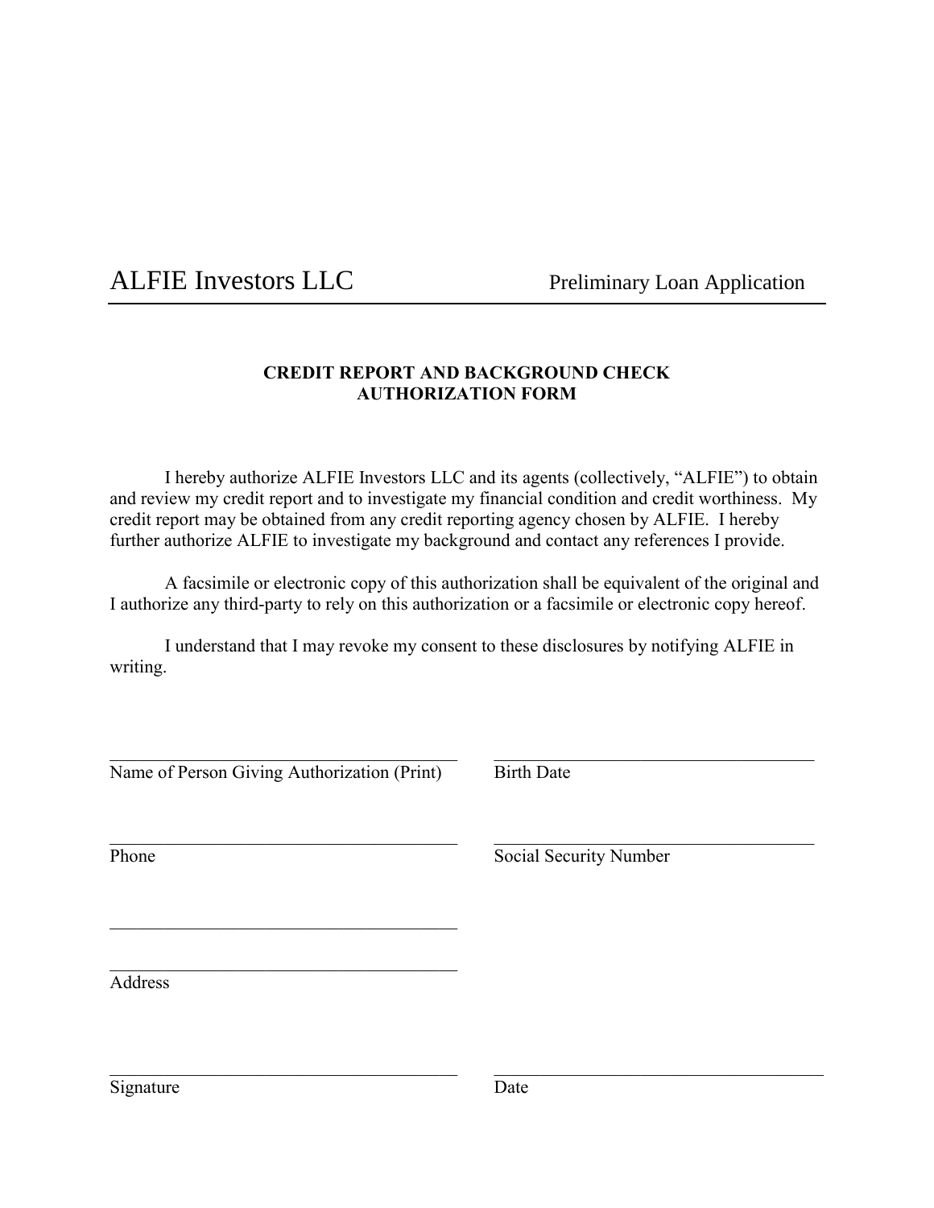ALFIE Investors LLC Preliminary Loan Application

## CREDIT REPORT AND BACKGROUND CHECK AUTHORIZATION FORM

I hereby authorize ALFIE Investors LLC and its agents (collectively, "ALFIE") to obtain and review my credit report and to investigate my financial condition and credit worthiness. My credit report may be obtained from any credit reporting agency chosen by ALFIE. I hereby further authorize ALFIE to investigate my background and contact any references I provide.

A facsimile or electronic copy of this authorization shall be equivalent of the original and I authorize any third-party to rely on this authorization or a facsimile or electronic copy hereof.

I understand that I may revoke my consent to these disclosures by notifying ALFIE in writing.

\_\_\_\_\_\_\_\_\_\_\_\_\_\_\_\_\_\_\_\_\_\_\_\_\_\_\_\_\_\_\_\_\_\_\_\_\_\_
Name of Person Giving Authorization (Print)

\_\_\_\_\_\_\_\_\_\_\_\_\_\_\_\_\_\_\_\_\_\_\_\_\_\_\_\_\_\_\_\_\_\_\_\_\_\_
Birth Date

\_\_\_\_\_\_\_\_\_\_\_\_\_\_\_\_\_\_\_\_\_\_\_\_\_\_\_\_\_\_\_\_\_\_\_\_\_\_
Phone

\_\_\_\_\_\_\_\_\_\_\_\_\_\_\_\_\_\_\_\_\_\_\_\_\_\_\_\_\_\_\_\_\_\_\_\_\_\_
Social Security Number

\_\_\_\_\_\_\_\_\_\_\_\_\_\_\_\_\_\_\_\_\_\_\_\_\_\_\_\_\_\_\_\_\_\_\_\_\_\_

\_\_\_\_\_\_\_\_\_\_\_\_\_\_\_\_\_\_\_\_\_\_\_\_\_\_\_\_\_\_\_\_\_\_\_\_\_\_
Address

\_\_\_\_\_\_\_\_\_\_\_\_\_\_\_\_\_\_\_\_\_\_\_\_\_\_\_\_\_\_\_\_\_\_\_\_\_\_
Signature

\_\_\_\_\_\_\_\_\_\_\_\_\_\_\_\_\_\_\_\_\_\_\_\_\_\_\_\_\_\_\_\_\_\_\_\_\_\_
Date